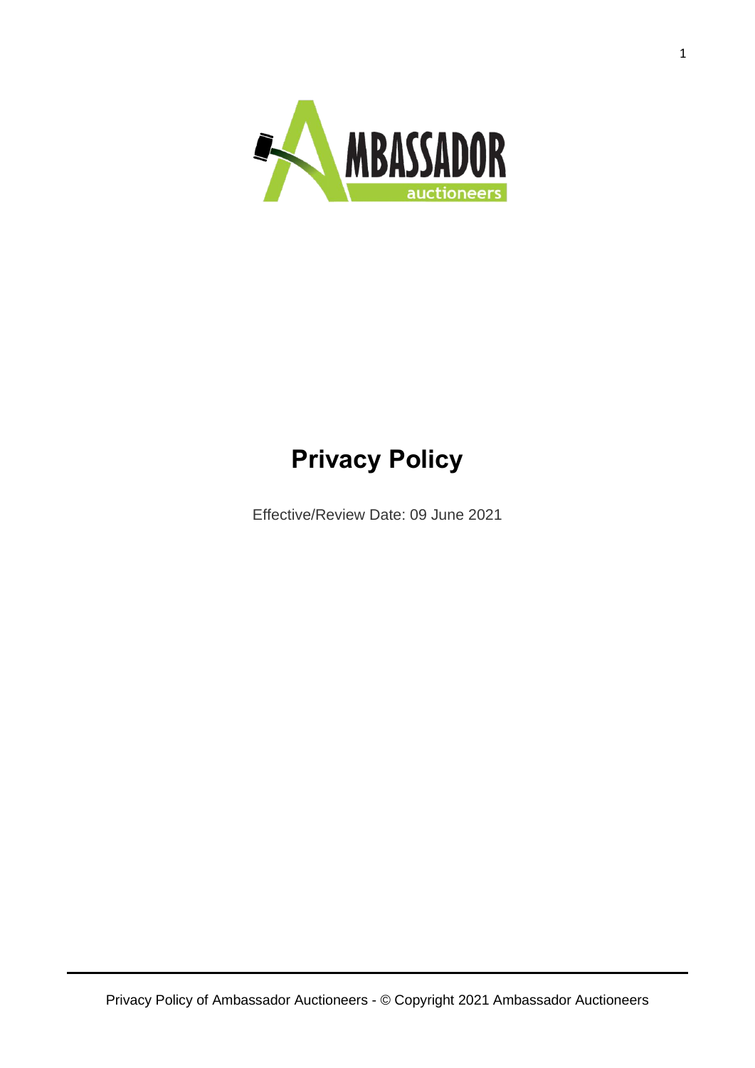# Privacy Policy

Effective/Review Date: 09 June 2021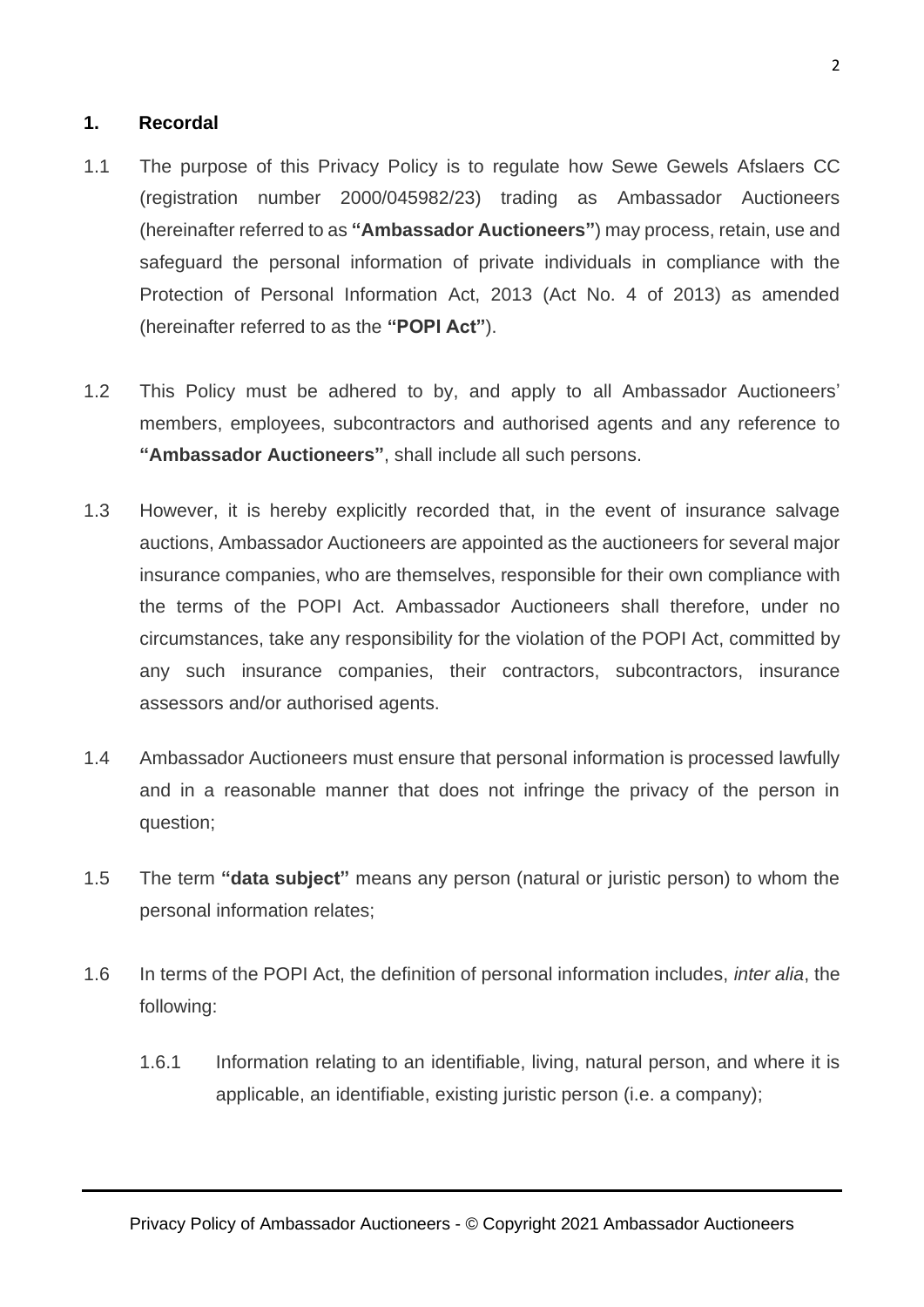## 1. Recordal

1.1 The purpose of this Privacy Policy is to regulate how Sewe Gewels Afslaers CC (registration number 2000/045982/23) trading as Ambassador Auctioneers (hereinafter referred to as **"Ambassador Auctioneers"**) may process, retain, use and safeguard the personal information of private individuals in compliance with the Protection of Personal Information Act, 2013 (Act No. 4 of 2013) as amended (hereinafter referred to as the **"POPI Act"**).

1.2 This Policy must be adhered to by, and apply to all Ambassador Auctioneers' members, employees, subcontractors and authorised agents and any reference to **"Ambassador Auctioneers"**, shall include all such persons.

1.3 However, it is hereby explicitly recorded that, in the event of insurance salvage auctions, Ambassador Auctioneers are appointed as the auctioneers for several major insurance companies, who are themselves, responsible for their own compliance with the terms of the POPI Act. Ambassador Auctioneers shall therefore, under no circumstances, take any responsibility for the violation of the POPI Act, committed by any such insurance companies, their contractors, subcontractors, insurance assessors and/or authorised agents.

1.4 Ambassador Auctioneers must ensure that personal information is processed lawfully and in a reasonable manner that does not infringe the privacy of the person in question;

1.5 The term **"data subject"** means any person (natural or juristic person) to whom the personal information relates;

1.6 In terms of the POPI Act, the definition of personal information includes, *inter alia*, the following:

1.6.1 Information relating to an identifiable, living, natural person, and where it is applicable, an identifiable, existing juristic person (i.e. a company);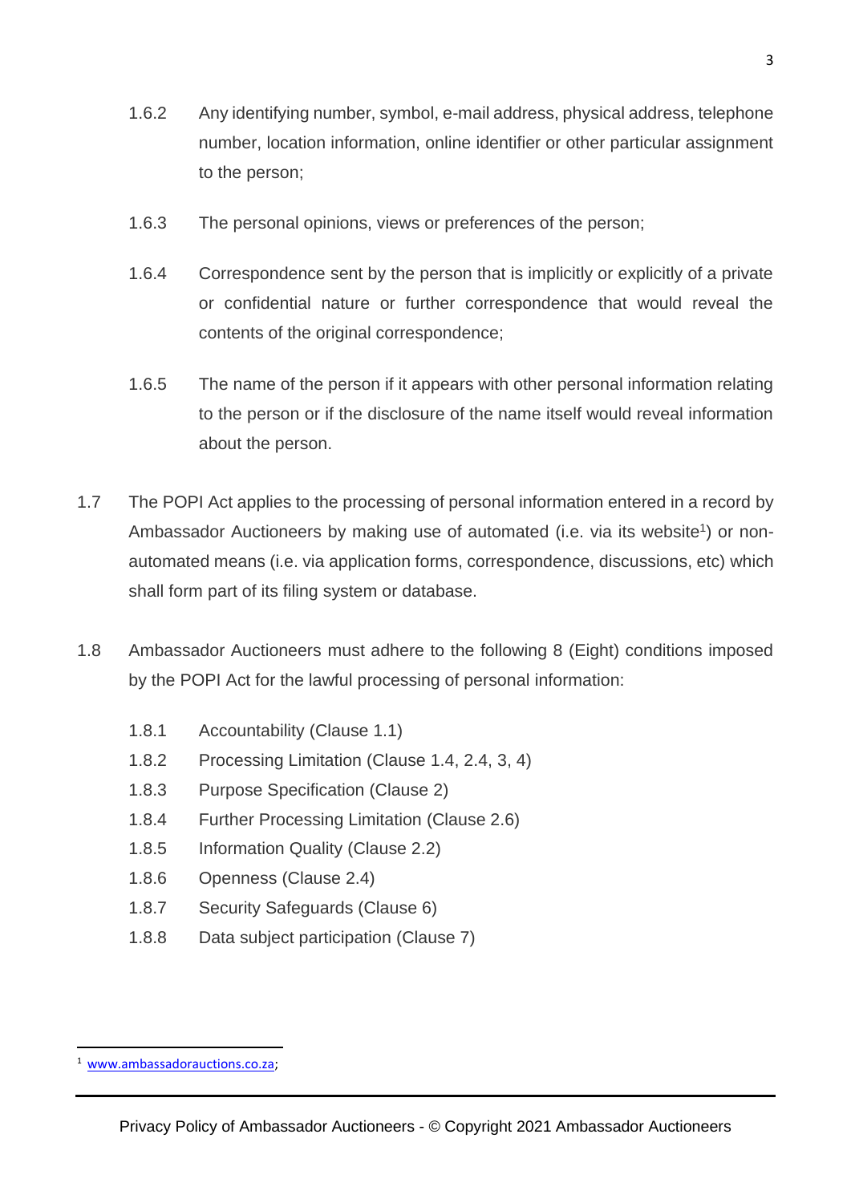1.6.2 Any identifying number, symbol, e-mail address, physical address, telephone number, location information, online identifier or other particular assignment to the person;

1.6.3 The personal opinions, views or preferences of the person;

1.6.4 Correspondence sent by the person that is implicitly or explicitly of a private or confidential nature or further correspondence that would reveal the contents of the original correspondence;

1.6.5 The name of the person if it appears with other personal information relating to the person or if the disclosure of the name itself would reveal information about the person.

1.7 The POPI Act applies to the processing of personal information entered in a record by Ambassador Auctioneers by making use of automated (i.e. via its website[1]) or non-automated means (i.e. via application forms, correspondence, discussions, etc) which shall form part of its filing system or database.

1.8 Ambassador Auctioneers must adhere to the following 8 (Eight) conditions imposed by the POPI Act for the lawful processing of personal information:

1.8.1 Accountability (Clause 1.1)
1.8.2 Processing Limitation (Clause 1.4, 2.4, 3, 4)
1.8.3 Purpose Specification (Clause 2)
1.8.4 Further Processing Limitation (Clause 2.6)
1.8.5 Information Quality (Clause 2.2)
1.8.6 Openness (Clause 2.4)
1.8.7 Security Safeguards (Clause 6)
1.8.8 Data subject participation (Clause 7)

[1] www.ambassadorauctions.co.za;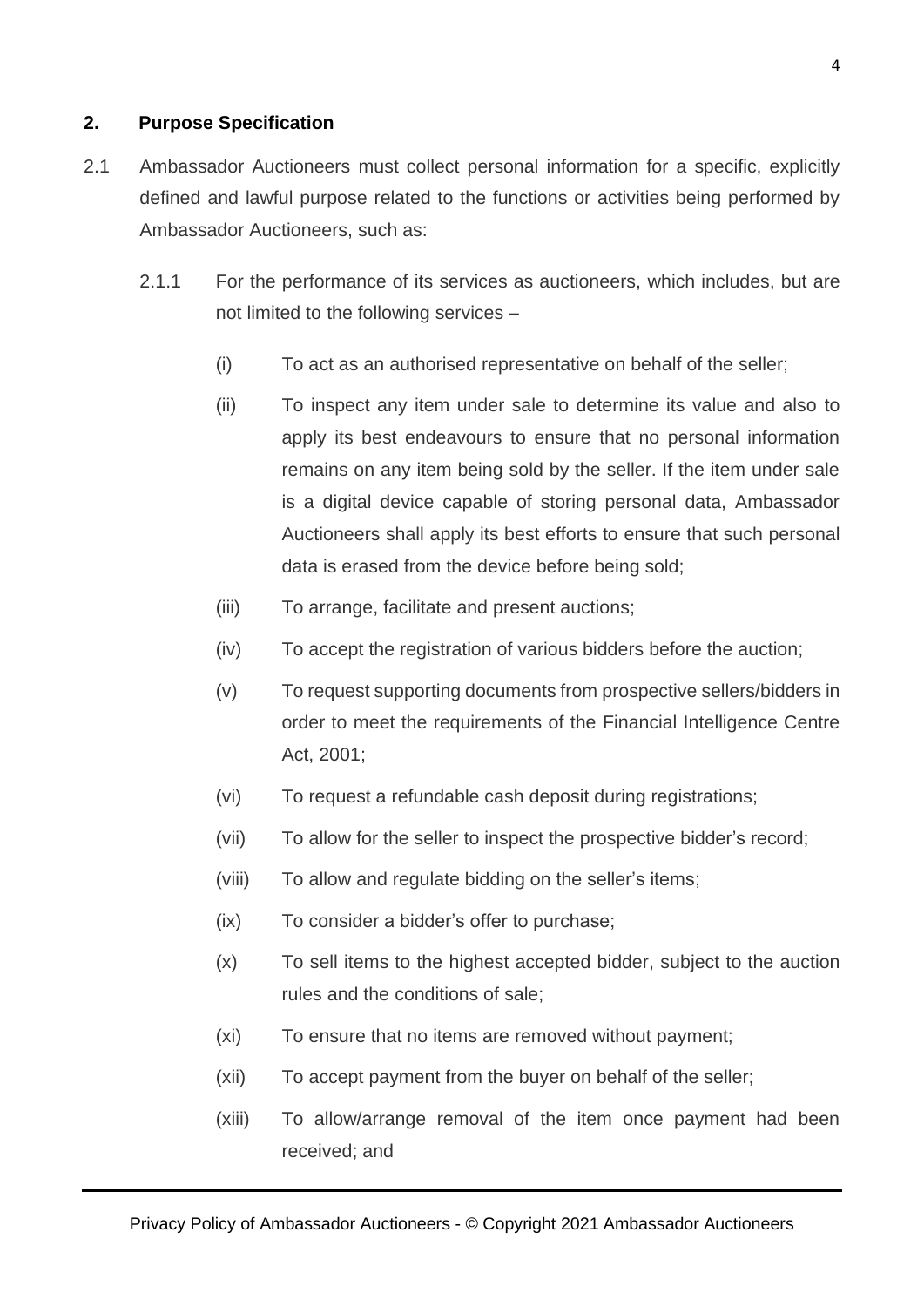## 2. Purpose Specification

2.1 Ambassador Auctioneers must collect personal information for a specific, explicitly defined and lawful purpose related to the functions or activities being performed by Ambassador Auctioneers, such as:

2.1.1 For the performance of its services as auctioneers, which includes, but are not limited to the following services –

(i) To act as an authorised representative on behalf of the seller;

(ii) To inspect any item under sale to determine its value and also to apply its best endeavours to ensure that no personal information remains on any item being sold by the seller. If the item under sale is a digital device capable of storing personal data, Ambassador Auctioneers shall apply its best efforts to ensure that such personal data is erased from the device before being sold;

(iii) To arrange, facilitate and present auctions;

(iv) To accept the registration of various bidders before the auction;

(v) To request supporting documents from prospective sellers/bidders in order to meet the requirements of the Financial Intelligence Centre Act, 2001;

(vi) To request a refundable cash deposit during registrations;

(vii) To allow for the seller to inspect the prospective bidder's record;

(viii) To allow and regulate bidding on the seller's items;

(ix) To consider a bidder's offer to purchase;

(x) To sell items to the highest accepted bidder, subject to the auction rules and the conditions of sale;

(xi) To ensure that no items are removed without payment;

(xii) To accept payment from the buyer on behalf of the seller;

(xiii) To allow/arrange removal of the item once payment had been received; and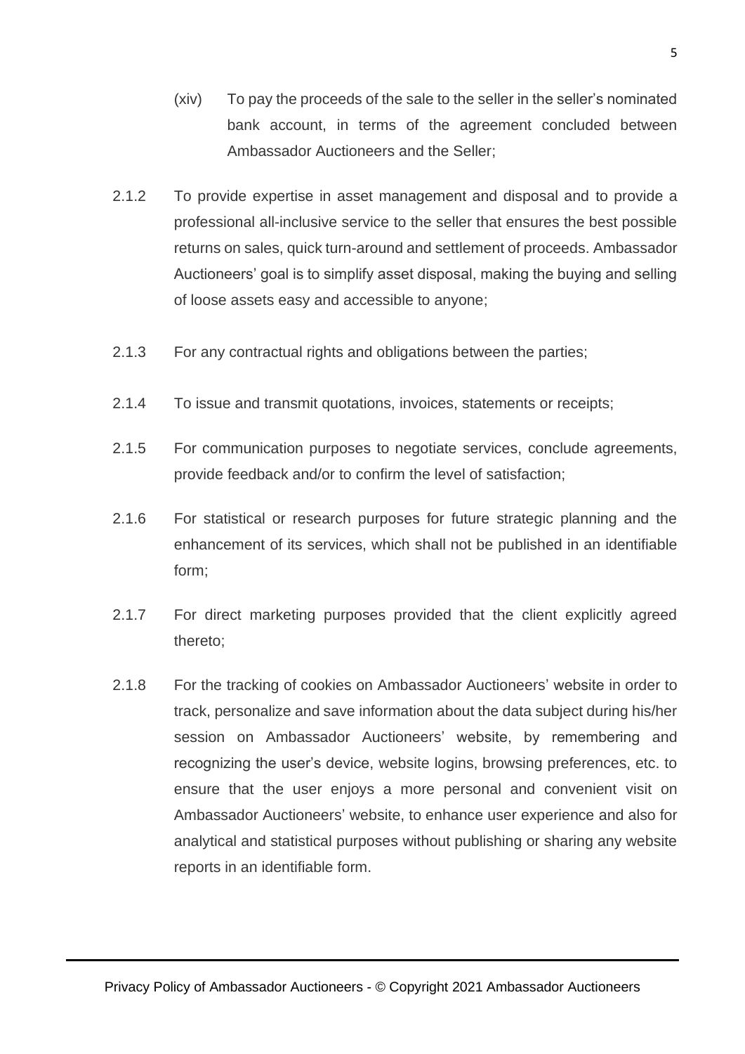(xiv) To pay the proceeds of the sale to the seller in the seller's nominated bank account, in terms of the agreement concluded between Ambassador Auctioneers and the Seller;

2.1.2 To provide expertise in asset management and disposal and to provide a professional all-inclusive service to the seller that ensures the best possible returns on sales, quick turn-around and settlement of proceeds. Ambassador Auctioneers' goal is to simplify asset disposal, making the buying and selling of loose assets easy and accessible to anyone;

2.1.3 For any contractual rights and obligations between the parties;

2.1.4 To issue and transmit quotations, invoices, statements or receipts;

2.1.5 For communication purposes to negotiate services, conclude agreements, provide feedback and/or to confirm the level of satisfaction;

2.1.6 For statistical or research purposes for future strategic planning and the enhancement of its services, which shall not be published in an identifiable form;

2.1.7 For direct marketing purposes provided that the client explicitly agreed thereto;

2.1.8 For the tracking of cookies on Ambassador Auctioneers' website in order to track, personalize and save information about the data subject during his/her session on Ambassador Auctioneers' website, by remembering and recognizing the user's device, website logins, browsing preferences, etc. to ensure that the user enjoys a more personal and convenient visit on Ambassador Auctioneers' website, to enhance user experience and also for analytical and statistical purposes without publishing or sharing any website reports in an identifiable form.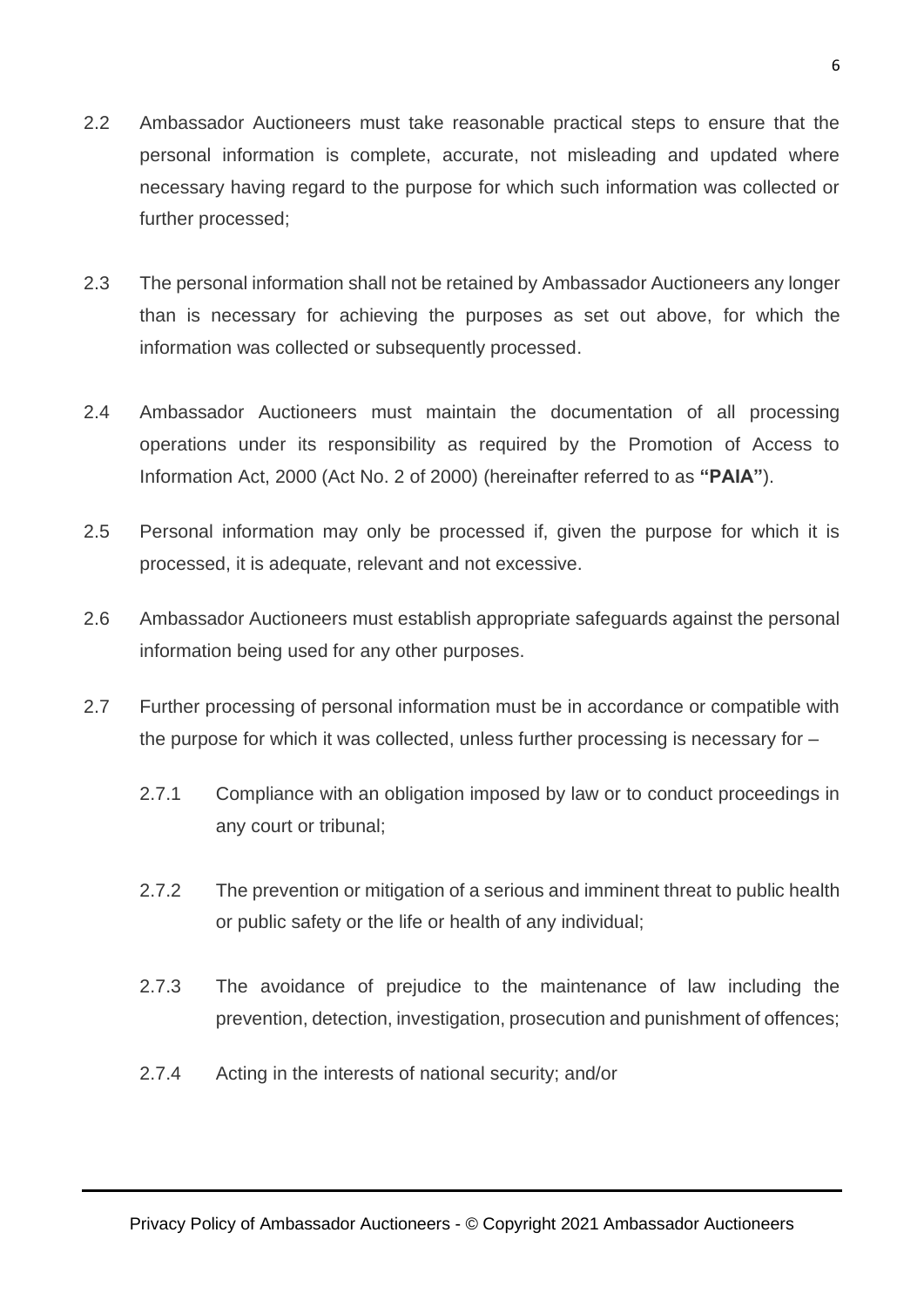2.2 Ambassador Auctioneers must take reasonable practical steps to ensure that the personal information is complete, accurate, not misleading and updated where necessary having regard to the purpose for which such information was collected or further processed;

2.3 The personal information shall not be retained by Ambassador Auctioneers any longer than is necessary for achieving the purposes as set out above, for which the information was collected or subsequently processed.

2.4 Ambassador Auctioneers must maintain the documentation of all processing operations under its responsibility as required by the Promotion of Access to Information Act, 2000 (Act No. 2 of 2000) (hereinafter referred to as **"PAIA"**).

2.5 Personal information may only be processed if, given the purpose for which it is processed, it is adequate, relevant and not excessive.

2.6 Ambassador Auctioneers must establish appropriate safeguards against the personal information being used for any other purposes.

2.7 Further processing of personal information must be in accordance or compatible with the purpose for which it was collected, unless further processing is necessary for –

2.7.1 Compliance with an obligation imposed by law or to conduct proceedings in any court or tribunal;

2.7.2 The prevention or mitigation of a serious and imminent threat to public health or public safety or the life or health of any individual;

2.7.3 The avoidance of prejudice to the maintenance of law including the prevention, detection, investigation, prosecution and punishment of offences;

2.7.4 Acting in the interests of national security; and/or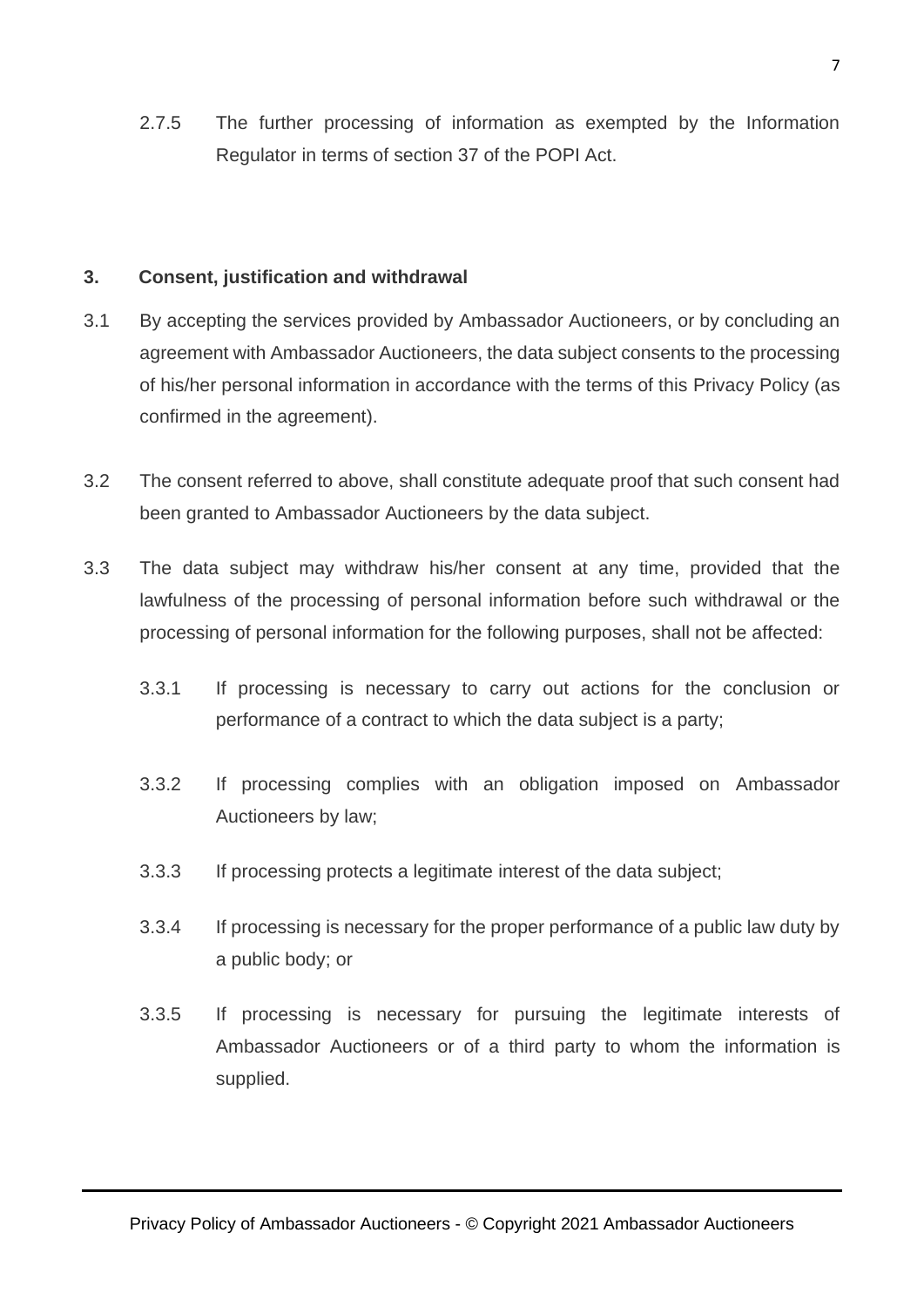2.7.5 The further processing of information as exempted by the Information Regulator in terms of section 37 of the POPI Act.

**3. Consent, justification and withdrawal**

3.1 By accepting the services provided by Ambassador Auctioneers, or by concluding an agreement with Ambassador Auctioneers, the data subject consents to the processing of his/her personal information in accordance with the terms of this Privacy Policy (as confirmed in the agreement).

3.2 The consent referred to above, shall constitute adequate proof that such consent had been granted to Ambassador Auctioneers by the data subject.

3.3 The data subject may withdraw his/her consent at any time, provided that the lawfulness of the processing of personal information before such withdrawal or the processing of personal information for the following purposes, shall not be affected:

3.3.1 If processing is necessary to carry out actions for the conclusion or performance of a contract to which the data subject is a party;

3.3.2 If processing complies with an obligation imposed on Ambassador Auctioneers by law;

3.3.3 If processing protects a legitimate interest of the data subject;

3.3.4 If processing is necessary for the proper performance of a public law duty by a public body; or

3.3.5 If processing is necessary for pursuing the legitimate interests of Ambassador Auctioneers or of a third party to whom the information is supplied.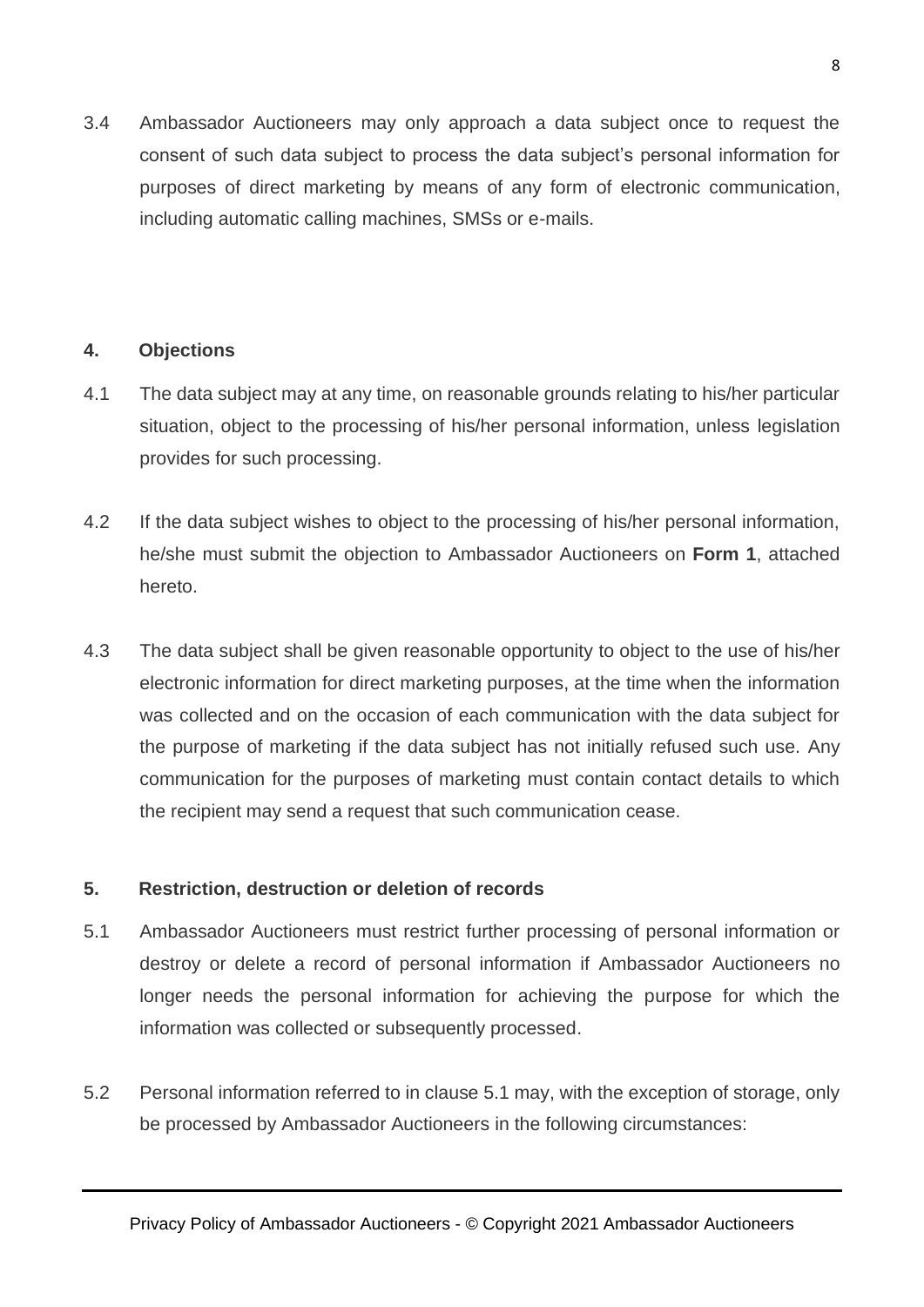3.4 Ambassador Auctioneers may only approach a data subject once to request the consent of such data subject to process the data subject's personal information for purposes of direct marketing by means of any form of electronic communication, including automatic calling machines, SMSs or e-mails.

## 4. Objections

4.1 The data subject may at any time, on reasonable grounds relating to his/her particular situation, object to the processing of his/her personal information, unless legislation provides for such processing.

4.2 If the data subject wishes to object to the processing of his/her personal information, he/she must submit the objection to Ambassador Auctioneers on **Form 1**, attached hereto.

4.3 The data subject shall be given reasonable opportunity to object to the use of his/her electronic information for direct marketing purposes, at the time when the information was collected and on the occasion of each communication with the data subject for the purpose of marketing if the data subject has not initially refused such use. Any communication for the purposes of marketing must contain contact details to which the recipient may send a request that such communication cease.

## 5. Restriction, destruction or deletion of records

5.1 Ambassador Auctioneers must restrict further processing of personal information or destroy or delete a record of personal information if Ambassador Auctioneers no longer needs the personal information for achieving the purpose for which the information was collected or subsequently processed.

5.2 Personal information referred to in clause 5.1 may, with the exception of storage, only be processed by Ambassador Auctioneers in the following circumstances: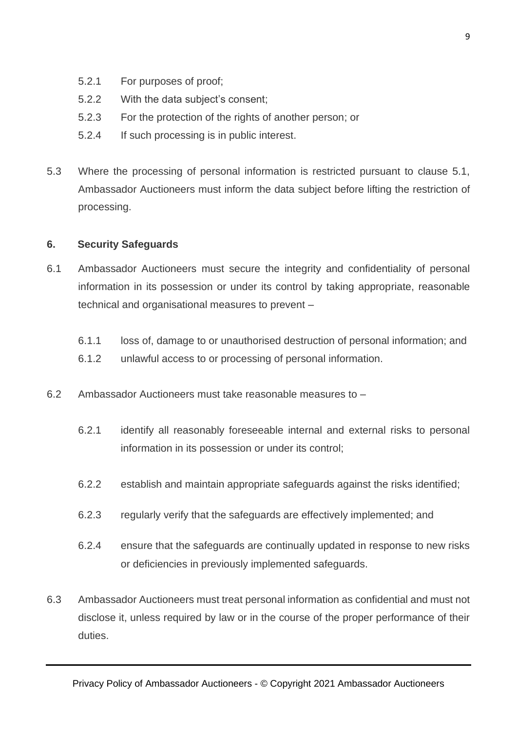5.2.1 For purposes of proof;

5.2.2 With the data subject's consent;

5.2.3 For the protection of the rights of another person; or

5.2.4 If such processing is in public interest.

5.3 Where the processing of personal information is restricted pursuant to clause 5.1, Ambassador Auctioneers must inform the data subject before lifting the restriction of processing.

**6. Security Safeguards**

6.1 Ambassador Auctioneers must secure the integrity and confidentiality of personal information in its possession or under its control by taking appropriate, reasonable technical and organisational measures to prevent –

6.1.1 loss of, damage to or unauthorised destruction of personal information; and

6.1.2 unlawful access to or processing of personal information.

6.2 Ambassador Auctioneers must take reasonable measures to –

6.2.1 identify all reasonably foreseeable internal and external risks to personal information in its possession or under its control;

6.2.2 establish and maintain appropriate safeguards against the risks identified;

6.2.3 regularly verify that the safeguards are effectively implemented; and

6.2.4 ensure that the safeguards are continually updated in response to new risks or deficiencies in previously implemented safeguards.

6.3 Ambassador Auctioneers must treat personal information as confidential and must not disclose it, unless required by law or in the course of the proper performance of their duties.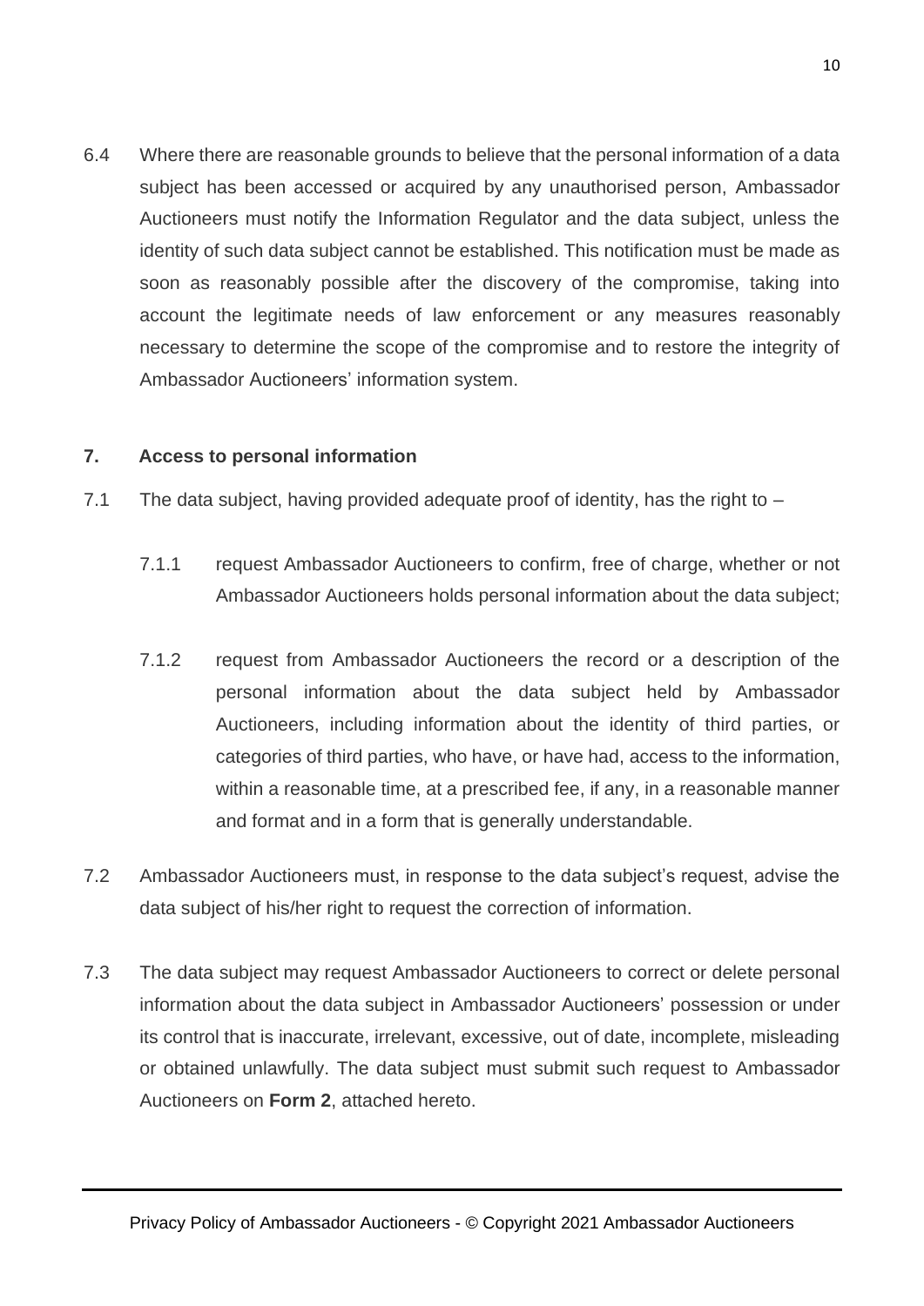6.4 Where there are reasonable grounds to believe that the personal information of a data subject has been accessed or acquired by any unauthorised person, Ambassador Auctioneers must notify the Information Regulator and the data subject, unless the identity of such data subject cannot be established. This notification must be made as soon as reasonably possible after the discovery of the compromise, taking into account the legitimate needs of law enforcement or any measures reasonably necessary to determine the scope of the compromise and to restore the integrity of Ambassador Auctioneers' information system.

## 7. Access to personal information

7.1 The data subject, having provided adequate proof of identity, has the right to –

7.1.1 request Ambassador Auctioneers to confirm, free of charge, whether or not Ambassador Auctioneers holds personal information about the data subject;

7.1.2 request from Ambassador Auctioneers the record or a description of the personal information about the data subject held by Ambassador Auctioneers, including information about the identity of third parties, or categories of third parties, who have, or have had, access to the information, within a reasonable time, at a prescribed fee, if any, in a reasonable manner and format and in a form that is generally understandable.

7.2 Ambassador Auctioneers must, in response to the data subject's request, advise the data subject of his/her right to request the correction of information.

7.3 The data subject may request Ambassador Auctioneers to correct or delete personal information about the data subject in Ambassador Auctioneers' possession or under its control that is inaccurate, irrelevant, excessive, out of date, incomplete, misleading or obtained unlawfully. The data subject must submit such request to Ambassador Auctioneers on **Form 2**, attached hereto.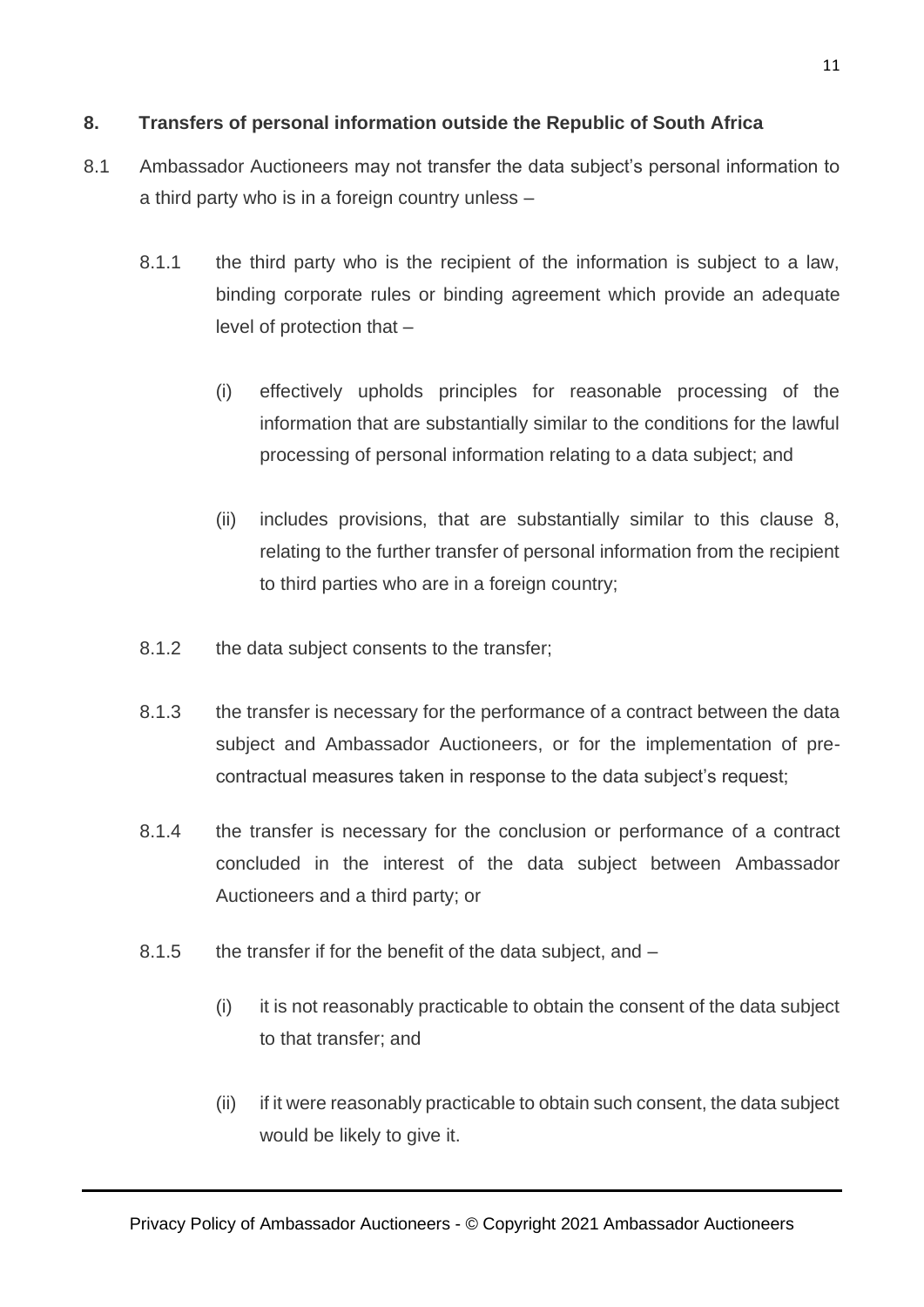## 8. Transfers of personal information outside the Republic of South Africa

8.1 Ambassador Auctioneers may not transfer the data subject's personal information to a third party who is in a foreign country unless –

8.1.1 the third party who is the recipient of the information is subject to a law, binding corporate rules or binding agreement which provide an adequate level of protection that –

(i) effectively upholds principles for reasonable processing of the information that are substantially similar to the conditions for the lawful processing of personal information relating to a data subject; and

(ii) includes provisions, that are substantially similar to this clause 8, relating to the further transfer of personal information from the recipient to third parties who are in a foreign country;

8.1.2 the data subject consents to the transfer;

8.1.3 the transfer is necessary for the performance of a contract between the data subject and Ambassador Auctioneers, or for the implementation of pre-contractual measures taken in response to the data subject's request;

8.1.4 the transfer is necessary for the conclusion or performance of a contract concluded in the interest of the data subject between Ambassador Auctioneers and a third party; or

8.1.5 the transfer if for the benefit of the data subject, and –

(i) it is not reasonably practicable to obtain the consent of the data subject to that transfer; and

(ii) if it were reasonably practicable to obtain such consent, the data subject would be likely to give it.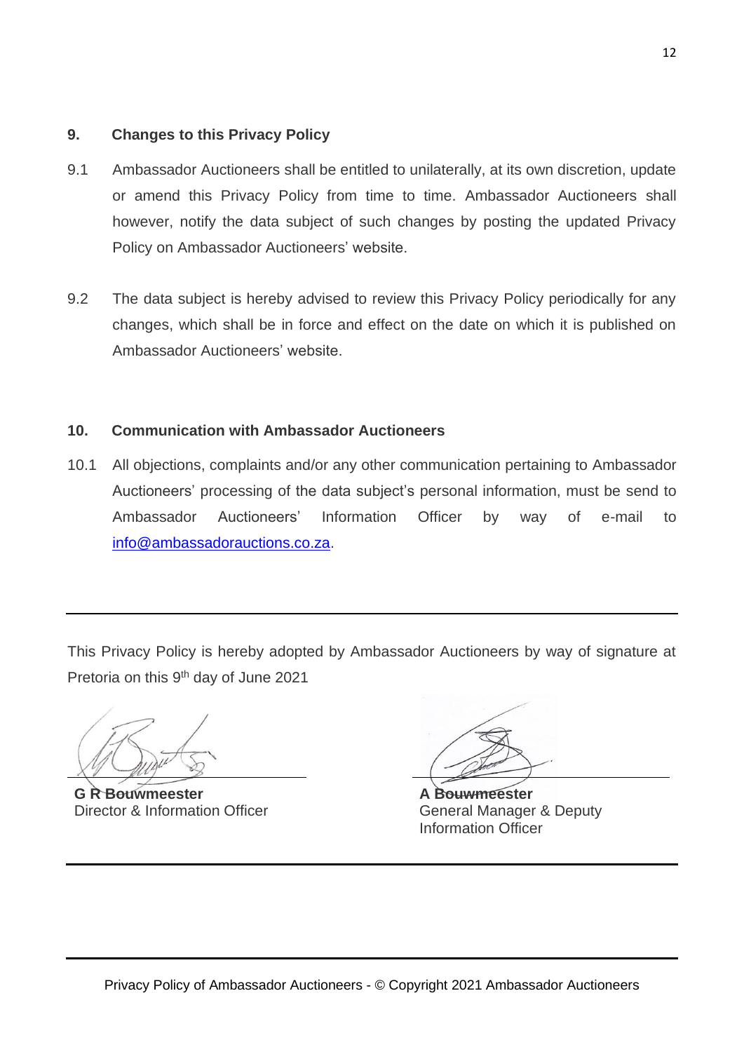## 9. Changes to this Privacy Policy

9.1 Ambassador Auctioneers shall be entitled to unilaterally, at its own discretion, update or amend this Privacy Policy from time to time. Ambassador Auctioneers shall however, notify the data subject of such changes by posting the updated Privacy Policy on Ambassador Auctioneers' website.

9.2 The data subject is hereby advised to review this Privacy Policy periodically for any changes, which shall be in force and effect on the date on which it is published on Ambassador Auctioneers' website.

## 10. Communication with Ambassador Auctioneers

10.1 All objections, complaints and/or any other communication pertaining to Ambassador Auctioneers' processing of the data subject's personal information, must be send to Ambassador Auctioneers' Information Officer by way of e-mail to info@ambassadorauctions.co.za.

---

This Privacy Policy is hereby adopted by Ambassador Auctioneers by way of signature at Pretoria on this 9th day of June 2021

**G R Bouwmeester**
Director & Information Officer

**A Bouwmeester**
General Manager & Deputy Information Officer

---

Privacy Policy of Ambassador Auctioneers - © Copyright 2021 Ambassador Auctioneers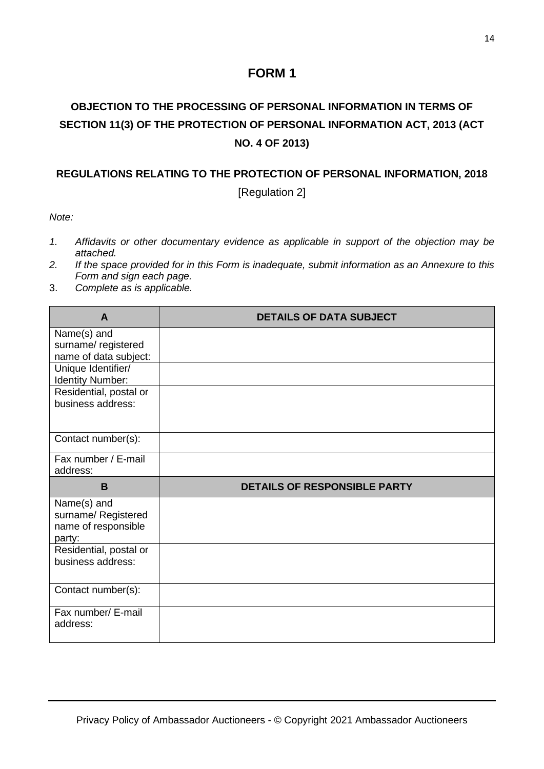# FORM 1

## OBJECTION TO THE PROCESSING OF PERSONAL INFORMATION IN TERMS OF SECTION 11(3) OF THE PROTECTION OF PERSONAL INFORMATION ACT, 2013 (ACT NO. 4 OF 2013)

### REGULATIONS RELATING TO THE PROTECTION OF PERSONAL INFORMATION, 2018

[Regulation 2]

*Note:*

1. *Affidavits or other documentary evidence as applicable in support of the objection may be attached.*
2. *If the space provided for in this Form is inadequate, submit information as an Annexure to this Form and sign each page.*
3. *Complete as is applicable.*

| **A** | **DETAILS OF DATA SUBJECT** |
|---|---|
| Name(s) and surname/ registered name of data subject: | |
| Unique Identifier/ Identity Number: | |
| Residential, postal or business address: | |
| Contact number(s): | |
| Fax number / E-mail address: | |
| **B** | **DETAILS OF RESPONSIBLE PARTY** |
| Name(s) and surname/ Registered name of responsible party: | |
| Residential, postal or business address: | |
| Contact number(s): | |
| Fax number/ E-mail address: | |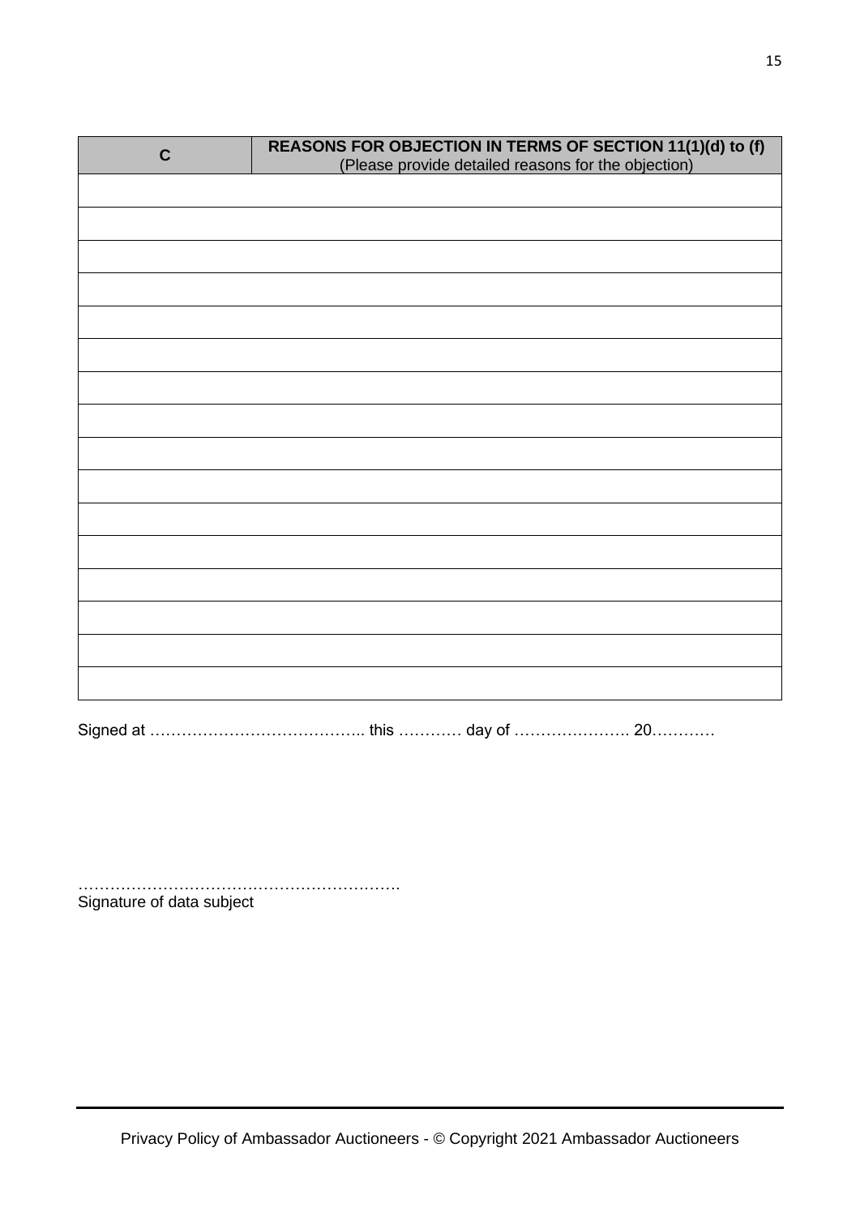| C | **REASONS FOR OBJECTION IN TERMS OF SECTION 11(1)(d) to (f)** (Please provide detailed reasons for the objection) |
|---|---|
| | |
| | |
| | |
| | |
| | |
| | |
| | |
| | |
| | |
| | |
| | |
| | |
| | |
| | |
| | |
| | |

Signed at ………………………………….. this ………… day of …………………. 20…………

…………………………………………………….
Signature of data subject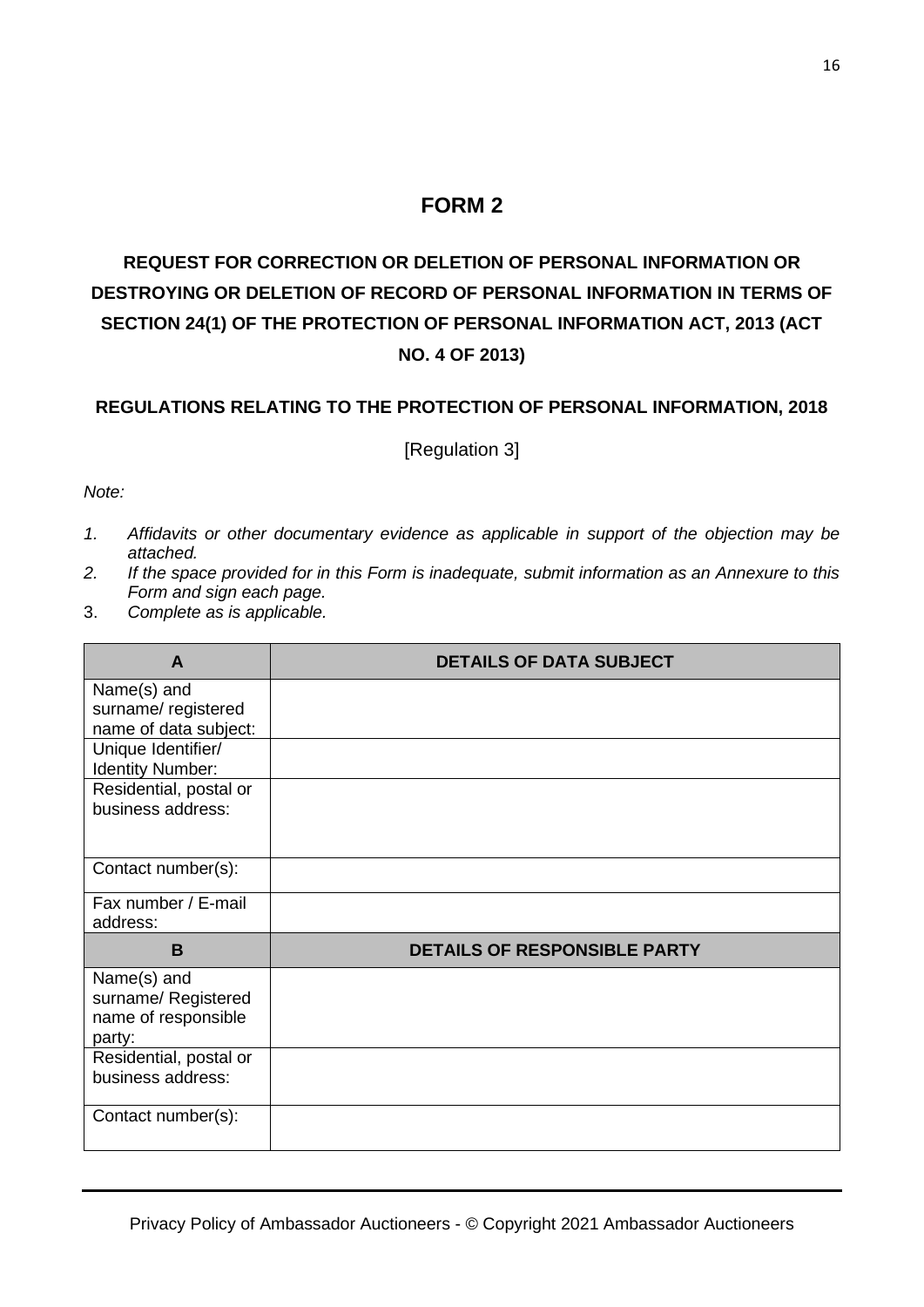# FORM 2

## REQUEST FOR CORRECTION OR DELETION OF PERSONAL INFORMATION OR DESTROYING OR DELETION OF RECORD OF PERSONAL INFORMATION IN TERMS OF SECTION 24(1) OF THE PROTECTION OF PERSONAL INFORMATION ACT, 2013 (ACT NO. 4 OF 2013)

### REGULATIONS RELATING TO THE PROTECTION OF PERSONAL INFORMATION, 2018

[Regulation 3]

*Note:*

1. *Affidavits or other documentary evidence as applicable in support of the objection may be attached.*
2. *If the space provided for in this Form is inadequate, submit information as an Annexure to this Form and sign each page.*
3. *Complete as is applicable.*

| A | DETAILS OF DATA SUBJECT |
|---|---|
| Name(s) and surname/ registered name of data subject: | |
| Unique Identifier/ Identity Number: | |
| Residential, postal or business address: | |
| Contact number(s): | |
| Fax number / E-mail address: | |
| **B** | **DETAILS OF RESPONSIBLE PARTY** |
| Name(s) and surname/ Registered name of responsible party: | |
| Residential, postal or business address: | |
| Contact number(s): | |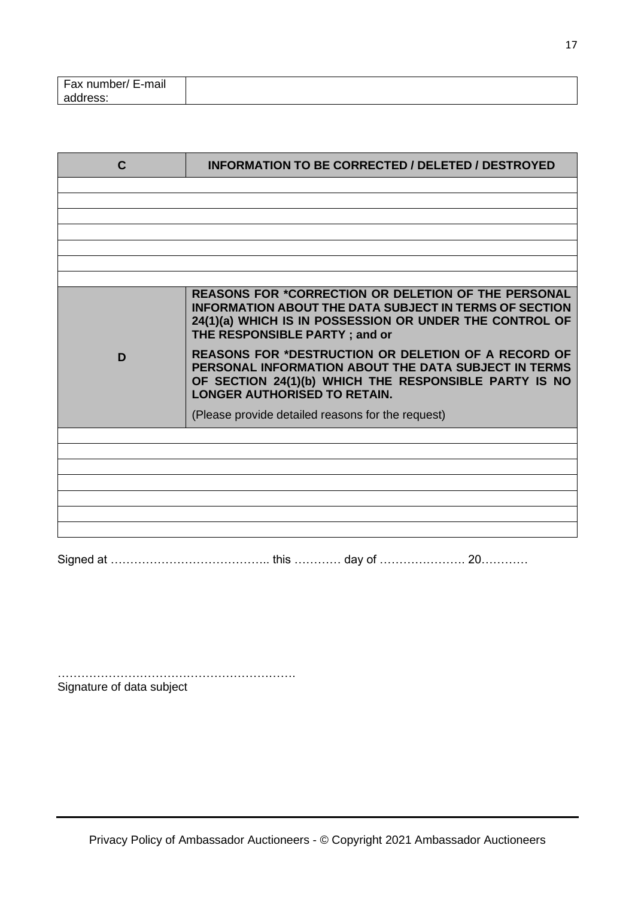| | |
|---|---|
| Fax number/ E-mail address: | |

| C | INFORMATION TO BE CORRECTED / DELETED / DESTROYED |
|---|---|
| | |
| | |
| | |
| | |
| | |
| | |
| | |
| D | **REASONS FOR *CORRECTION OR DELETION OF THE PERSONAL INFORMATION ABOUT THE DATA SUBJECT IN TERMS OF SECTION 24(1)(a) WHICH IS IN POSSESSION OR UNDER THE CONTROL OF THE RESPONSIBLE PARTY ; and or**<br><br>**REASONS FOR *DESTRUCTION OR DELETION OF A RECORD OF PERSONAL INFORMATION ABOUT THE DATA SUBJECT IN TERMS OF SECTION 24(1)(b) WHICH THE RESPONSIBLE PARTY IS NO LONGER AUTHORISED TO RETAIN.**<br><br>(Please provide detailed reasons for the request) |
| | |
| | |
| | |
| | |
| | |
| | |
| | |

Signed at ………………………………….. this ………… day of …………………. 20…………

…………………………………………………….
Signature of data subject

Privacy Policy of Ambassador Auctioneers - © Copyright 2021 Ambassador Auctioneers